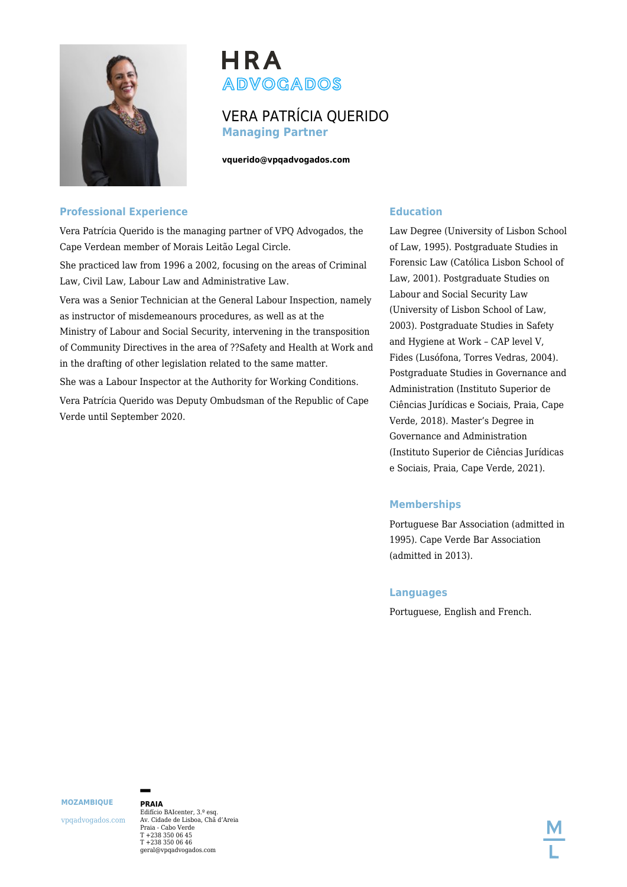# HRA ADVOGADOS

## VERA PATRÍCIA QUERIDO

**Managing Partner**

**vquerido@vpqadvogados.com**

## Professional Experience

Vera Patrícia Querido is the managing partner of VPQ Advogados, the Cape Verdean member of Morais Leitão Legal Circle.

She practiced law from 1996 a 2002, focusing on the areas of Criminal Law, Civil Law, Labour Law and Administrative Law.

Vera was a Senior Technician at the General Labour Inspection, namely as instructor of misdemeanours procedures, as well as at the Ministry of Labour and Social Security, intervening in the transposition of Community Directives in the area of ??Safety and Health at Work and in the drafting of other legislation related to the same matter.

She was a Labour Inspector at the Authority for Working Conditions.

Vera Patrícia Querido was Deputy Ombudsman of the Republic of Cape Verde until September 2020.

## Education

Law Degree (University of Lisbon School of Law, 1995). Postgraduate Studies in Forensic Law (Católica Lisbon School of Law, 2001). Postgraduate Studies on Labour and Social Security Law (University of Lisbon School of Law, 2003). Postgraduate Studies in Safety and Hygiene at Work – CAP level V, Fides (Lusófona, Torres Vedras, 2004). Postgraduate Studies in Governance and Administration (Instituto Superior de Ciências Jurídicas e Sociais, Praia, Cape Verde, 2018). Master's Degree in Governance and Administration (Instituto Superior de Ciências Jurídicas e Sociais, Praia, Cape Verde, 2021).

## Memberships

Portuguese Bar Association (admitted in 1995). Cape Verde Bar Association (admitted in 2013).

## Languages

Portuguese, English and French.

**MOZAMBIQUE**

vpqadvogados.com

**PRAIA**
Edifício BAIcenter, 3.º esq.
Av. Cidade de Lisboa, Chã d'Areia
Praia - Cabo Verde
T +238 350 06 45
T +238 350 06 46
geral@vpqadvogados.com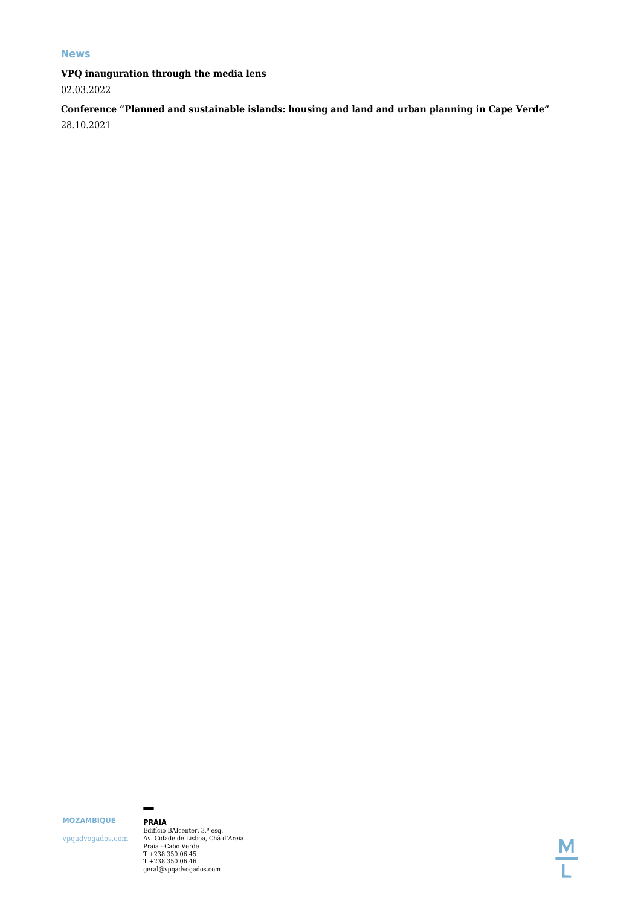## News

**VPQ inauguration through the media lens**

02.03.2022

**Conference “Planned and sustainable islands: housing and land and urban planning in Cape Verde”**

28.10.2021